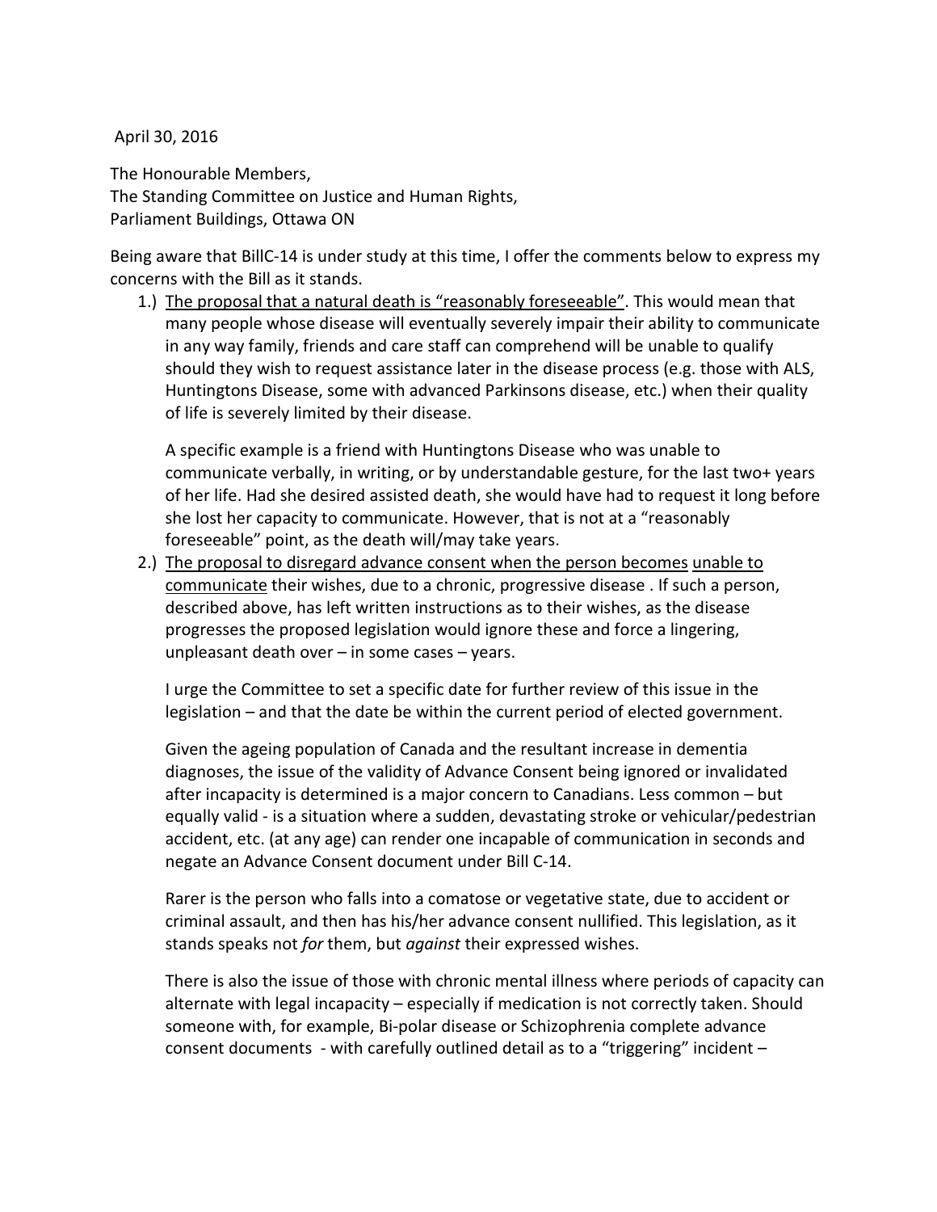April 30, 2016

The Honourable Members,
The Standing Committee on Justice and Human Rights,
Parliament Buildings, Ottawa ON

Being aware that BillC-14 is under study at this time, I offer the comments below to express my concerns with the Bill as it stands.

1.) <u>The proposal that a natural death is "reasonably foreseeable"</u>. This would mean that many people whose disease will eventually severely impair their ability to communicate in any way family, friends and care staff can comprehend will be unable to qualify should they wish to request assistance later in the disease process (e.g. those with ALS, Huntingtons Disease, some with advanced Parkinsons disease, etc.) when their quality of life is severely limited by their disease.

   A specific example is a friend with Huntingtons Disease who was unable to communicate verbally, in writing, or by understandable gesture, for the last two+ years of her life. Had she desired assisted death, she would have had to request it long before she lost her capacity to communicate. However, that is not at a "reasonably foreseeable" point, as the death will/may take years.

2.) <u>The proposal to disregard advance consent when the person becomes</u> <u>unable to communicate</u> their wishes, due to a chronic, progressive disease . If such a person, described above, has left written instructions as to their wishes, as the disease progresses the proposed legislation would ignore these and force a lingering, unpleasant death over – in some cases – years.

   I urge the Committee to set a specific date for further review of this issue in the legislation – and that the date be within the current period of elected government.

   Given the ageing population of Canada and the resultant increase in dementia diagnoses, the issue of the validity of Advance Consent being ignored or invalidated after incapacity is determined is a major concern to Canadians. Less common – but equally valid - is a situation where a sudden, devastating stroke or vehicular/pedestrian accident, etc. (at any age) can render one incapable of communication in seconds and negate an Advance Consent document under Bill C-14.

   Rarer is the person who falls into a comatose or vegetative state, due to accident or criminal assault, and then has his/her advance consent nullified. This legislation, as it stands speaks not *for* them, but *against* their expressed wishes.

   There is also the issue of those with chronic mental illness where periods of capacity can alternate with legal incapacity – especially if medication is not correctly taken. Should someone with, for example, Bi-polar disease or Schizophrenia complete advance consent documents - with carefully outlined detail as to a "triggering" incident –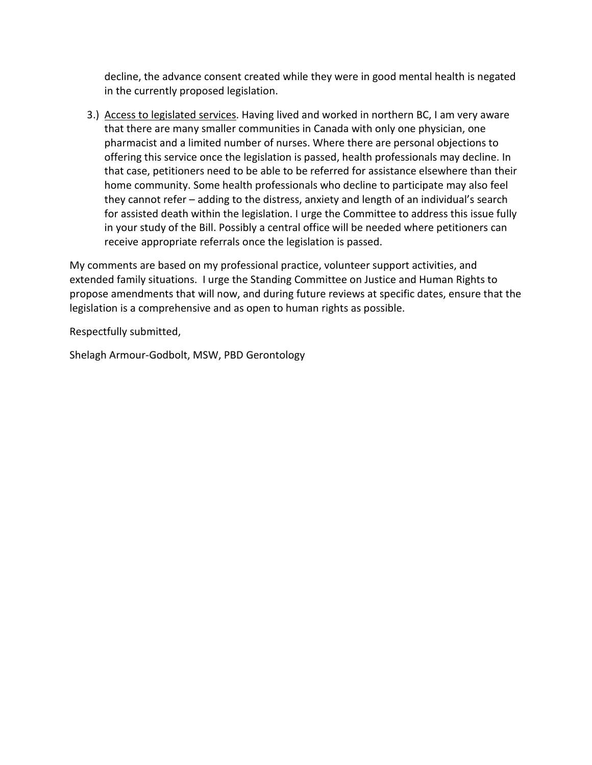decline, the advance consent created while they were in good mental health is negated in the currently proposed legislation.

3.) <u>Access to legislated services</u>. Having lived and worked in northern BC, I am very aware that there are many smaller communities in Canada with only one physician, one pharmacist and a limited number of nurses. Where there are personal objections to offering this service once the legislation is passed, health professionals may decline. In that case, petitioners need to be able to be referred for assistance elsewhere than their home community. Some health professionals who decline to participate may also feel they cannot refer – adding to the distress, anxiety and length of an individual's search for assisted death within the legislation. I urge the Committee to address this issue fully in your study of the Bill. Possibly a central office will be needed where petitioners can receive appropriate referrals once the legislation is passed.

My comments are based on my professional practice, volunteer support activities, and extended family situations. I urge the Standing Committee on Justice and Human Rights to propose amendments that will now, and during future reviews at specific dates, ensure that the legislation is a comprehensive and as open to human rights as possible.

Respectfully submitted,

Shelagh Armour-Godbolt, MSW, PBD Gerontology